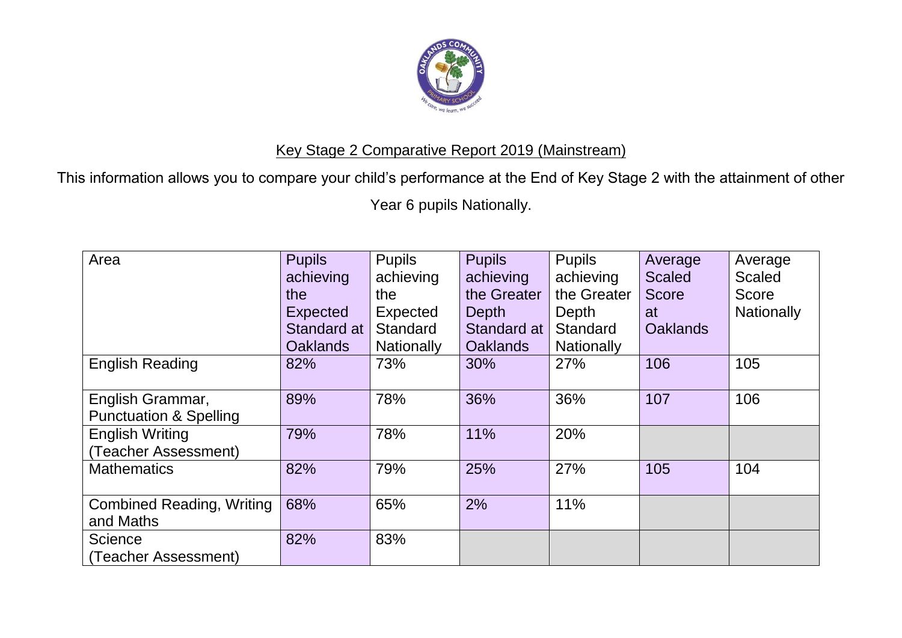## Key Stage 2 Comparative Report 2019 (Mainstream)

This information allows you to compare your child's performance at the End of Key Stage 2 with the attainment of other Year 6 pupils Nationally.

| Area | Pupils achieving the Expected Standard at Oaklands | Pupils achieving the Expected Standard Nationally | Pupils achieving the Greater Depth Standard at Oaklands | Pupils achieving the Greater Depth Standard Nationally | Average Scaled Score at Oaklands | Average Scaled Score Nationally |
|---|---|---|---|---|---|---|
| English Reading | 82% | 73% | 30% | 27% | 106 | 105 |
| English Grammar, Punctuation & Spelling | 89% | 78% | 36% | 36% | 107 | 106 |
| English Writing (Teacher Assessment) | 79% | 78% | 11% | 20% | | |
| Mathematics | 82% | 79% | 25% | 27% | 105 | 104 |
| Combined Reading, Writing and Maths | 68% | 65% | 2% | 11% | | |
| Science (Teacher Assessment) | 82% | 83% | | | | |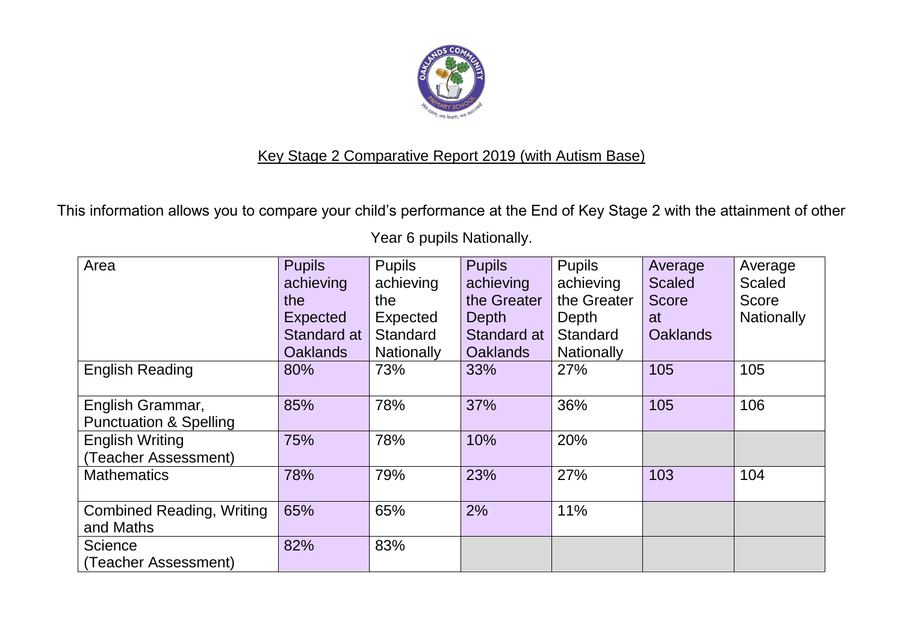Key Stage 2 Comparative Report 2019 (with Autism Base)

This information allows you to compare your child's performance at the End of Key Stage 2 with the attainment of other Year 6 pupils Nationally.

| Area | Pupils achieving the Expected Standard at Oaklands | Pupils achieving the Expected Standard Nationally | Pupils achieving the Greater Depth Standard at Oaklands | Pupils achieving the Greater Depth Standard Nationally | Average Scaled Score at Oaklands | Average Scaled Score Nationally |
|---|---|---|---|---|---|---|
| English Reading | 80% | 73% | 33% | 27% | 105 | 105 |
| English Grammar, Punctuation & Spelling | 85% | 78% | 37% | 36% | 105 | 106 |
| English Writing (Teacher Assessment) | 75% | 78% | 10% | 20% | | |
| Mathematics | 78% | 79% | 23% | 27% | 103 | 104 |
| Combined Reading, Writing and Maths | 65% | 65% | 2% | 11% | | |
| Science (Teacher Assessment) | 82% | 83% | | | | |